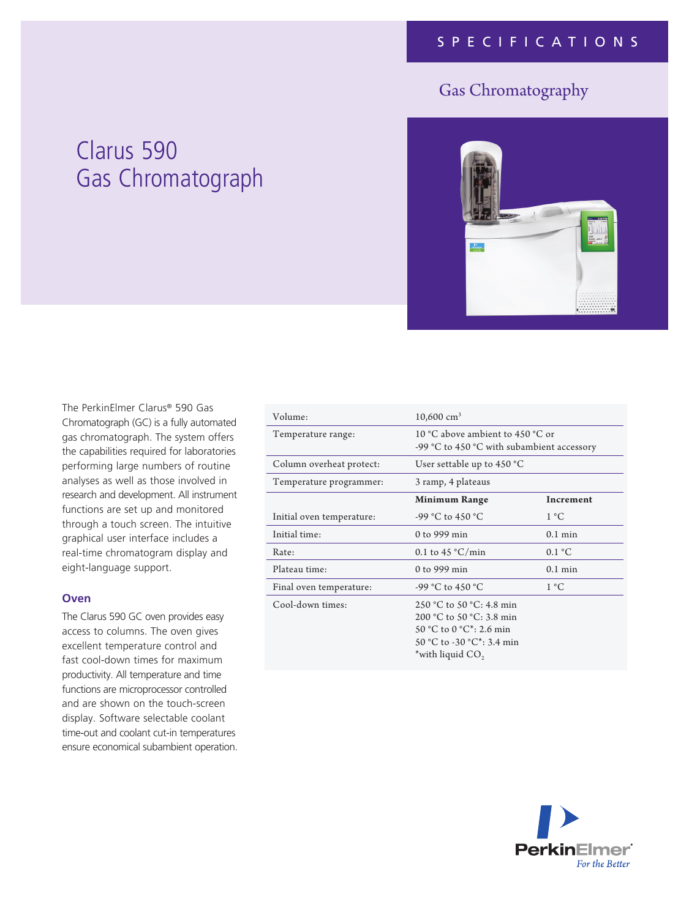SPECIFICATIONS

Gas Chromatography

# Clarus 590 Gas Chromatograph

The PerkinElmer Clarus® 590 Gas Chromatograph (GC) is a fully automated gas chromatograph. The system offers the capabilities required for laboratories performing large numbers of routine analyses as well as those involved in research and development. All instrument functions are set up and monitored through a touch screen. The intuitive graphical user interface includes a real-time chromatogram display and eight-language support.

## Oven

The Clarus 590 GC oven provides easy access to columns. The oven gives excellent temperature control and fast cool-down times for maximum productivity. All temperature and time functions are microprocessor controlled and are shown on the touch-screen display. Software selectable coolant time-out and coolant cut-in temperatures ensure economical subambient operation.

| | | |
|---|---|---|
| Volume: | 10,600 $cm^3$ | |
| Temperature range: | 10 °C above ambient to 450 °C or -99 °C to 450 °C with subambient accessory | |
| Column overheat protect: | User settable up to 450 °C | |
| Temperature programmer: | 3 ramp, 4 plateaus | |
| | **Minimum Range** | **Increment** |
| Initial oven temperature: | -99 °C to 450 °C | 1 °C |
| Initial time: | 0 to 999 min | 0.1 min |
| Rate: | 0.1 to 45 °C/min | 0.1 °C |
| Plateau time: | 0 to 999 min | 0.1 min |
| Final oven temperature: | -99 °C to 450 °C | 1 °C |
| Cool-down times: | 250 °C to 50 °C: 4.8 min<br>200 °C to 50 °C: 3.8 min<br>50 °C to 0 °C*: 2.6 min<br>50 °C to -30 °C*: 3.4 min<br>*with liquid $CO_2$ | |

PerkinElmer
For the Better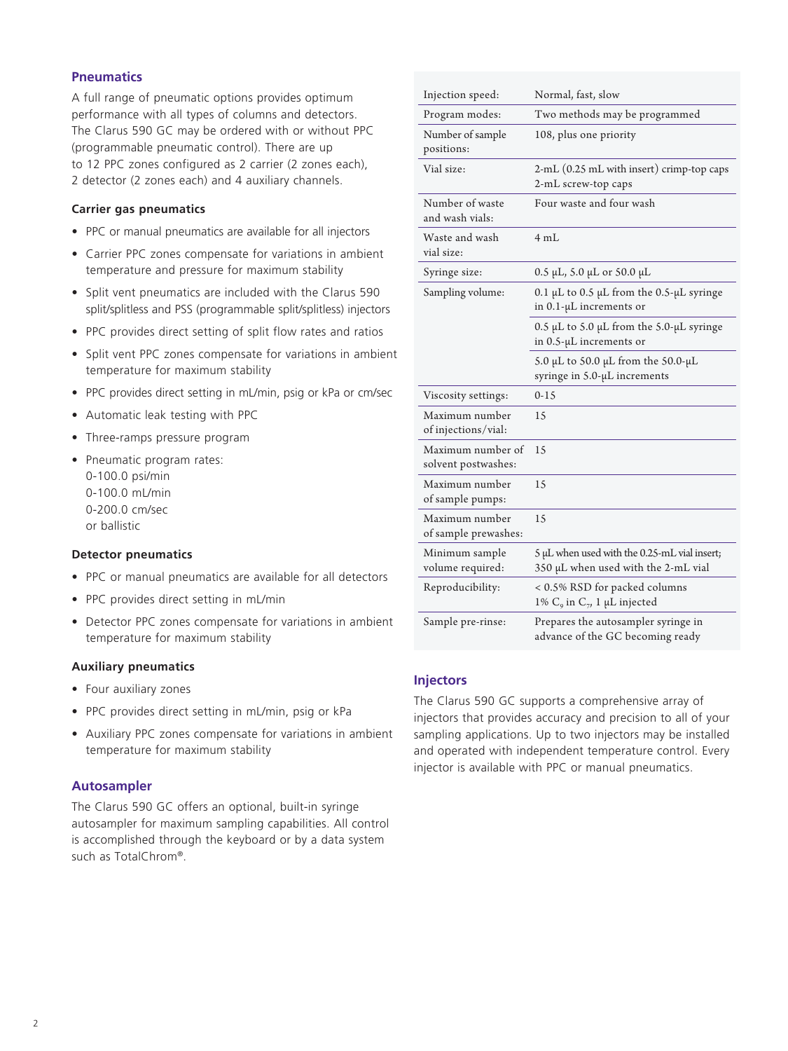## Pneumatics

A full range of pneumatic options provides optimum performance with all types of columns and detectors. The Clarus 590 GC may be ordered with or without PPC (programmable pneumatic control). There are up to 12 PPC zones configured as 2 carrier (2 zones each), 2 detector (2 zones each) and 4 auxiliary channels.

### Carrier gas pneumatics

- PPC or manual pneumatics are available for all injectors
- Carrier PPC zones compensate for variations in ambient temperature and pressure for maximum stability
- Split vent pneumatics are included with the Clarus 590 split/splitless and PSS (programmable split/splitless) injectors
- PPC provides direct setting of split flow rates and ratios
- Split vent PPC zones compensate for variations in ambient temperature for maximum stability
- PPC provides direct setting in mL/min, psig or kPa or cm/sec
- Automatic leak testing with PPC
- Three-ramps pressure program
- Pneumatic program rates:
  0-100.0 psi/min
  0-100.0 mL/min
  0-200.0 cm/sec
  or ballistic

### Detector pneumatics

- PPC or manual pneumatics are available for all detectors
- PPC provides direct setting in mL/min
- Detector PPC zones compensate for variations in ambient temperature for maximum stability

### Auxiliary pneumatics

- Four auxiliary zones
- PPC provides direct setting in mL/min, psig or kPa
- Auxiliary PPC zones compensate for variations in ambient temperature for maximum stability

## Autosampler

The Clarus 590 GC offers an optional, built-in syringe autosampler for maximum sampling capabilities. All control is accomplished through the keyboard or by a data system such as TotalChrom®.

| | |
|---|---|
| Injection speed: | Normal, fast, slow |
| Program modes: | Two methods may be programmed |
| Number of sample positions: | 108, plus one priority |
| Vial size: | 2-mL (0.25 mL with insert) crimp-top caps<br>2-mL screw-top caps |
| Number of waste and wash vials: | Four waste and four wash |
| Waste and wash vial size: | 4 mL |
| Syringe size: | 0.5 µL, 5.0 µL or 50.0 µL |
| Sampling volume: | 0.1 µL to 0.5 µL from the 0.5-µL syringe in 0.1-µL increments or |
| | 0.5 µL to 5.0 µL from the 5.0-µL syringe in 0.5-µL increments or |
| | 5.0 µL to 50.0 µL from the 50.0-µL syringe in 5.0-µL increments |
| Viscosity settings: | 0-15 |
| Maximum number of injections/vial: | 15 |
| Maximum number of solvent postwashes: | 15 |
| Maximum number of sample pumps: | 15 |
| Maximum number of sample prewashes: | 15 |
| Minimum sample volume required: | 5 µL when used with the 0.25-mL vial insert;<br>350 µL when used with the 2-mL vial |
| Reproducibility: | < 0.5% RSD for packed columns<br>1% $C_9$ in $C_7$, 1 µL injected |
| Sample pre-rinse: | Prepares the autosampler syringe in advance of the GC becoming ready |

## Injectors

The Clarus 590 GC supports a comprehensive array of injectors that provides accuracy and precision to all of your sampling applications. Up to two injectors may be installed and operated with independent temperature control. Every injector is available with PPC or manual pneumatics.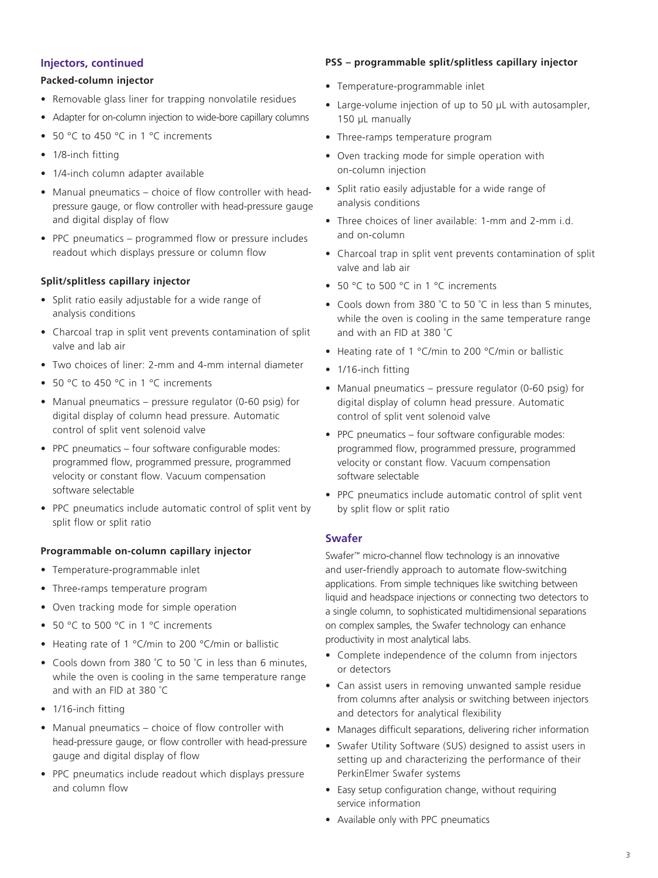## Injectors, continued

### Packed-column injector

- Removable glass liner for trapping nonvolatile residues
- Adapter for on-column injection to wide-bore capillary columns
- 50 °C to 450 °C in 1 °C increments
- 1/8-inch fitting
- 1/4-inch column adapter available
- Manual pneumatics – choice of flow controller with head-pressure gauge, or flow controller with head-pressure gauge and digital display of flow
- PPC pneumatics – programmed flow or pressure includes readout which displays pressure or column flow

### Split/splitless capillary injector

- Split ratio easily adjustable for a wide range of analysis conditions
- Charcoal trap in split vent prevents contamination of split valve and lab air
- Two choices of liner: 2-mm and 4-mm internal diameter
- 50 °C to 450 °C in 1 °C increments
- Manual pneumatics – pressure regulator (0-60 psig) for digital display of column head pressure. Automatic control of split vent solenoid valve
- PPC pneumatics – four software configurable modes: programmed flow, programmed pressure, programmed velocity or constant flow. Vacuum compensation software selectable
- PPC pneumatics include automatic control of split vent by split flow or split ratio

### Programmable on-column capillary injector

- Temperature-programmable inlet
- Three-ramps temperature program
- Oven tracking mode for simple operation
- 50 °C to 500 °C in 1 °C increments
- Heating rate of 1 °C/min to 200 °C/min or ballistic
- Cools down from 380 ˚C to 50 ˚C in less than 6 minutes, while the oven is cooling in the same temperature range and with an FID at 380 ˚C
- 1/16-inch fitting
- Manual pneumatics – choice of flow controller with head-pressure gauge, or flow controller with head-pressure gauge and digital display of flow
- PPC pneumatics include readout which displays pressure and column flow

### PSS – programmable split/splitless capillary injector

- Temperature-programmable inlet
- Large-volume injection of up to 50 µL with autosampler, 150 µL manually
- Three-ramps temperature program
- Oven tracking mode for simple operation with on-column injection
- Split ratio easily adjustable for a wide range of analysis conditions
- Three choices of liner available: 1-mm and 2-mm i.d. and on-column
- Charcoal trap in split vent prevents contamination of split valve and lab air
- 50 °C to 500 °C in 1 °C increments
- Cools down from 380 ˚C to 50 ˚C in less than 5 minutes, while the oven is cooling in the same temperature range and with an FID at 380 ˚C
- Heating rate of 1 °C/min to 200 °C/min or ballistic
- 1/16-inch fitting
- Manual pneumatics – pressure regulator (0-60 psig) for digital display of column head pressure. Automatic control of split vent solenoid valve
- PPC pneumatics – four software configurable modes: programmed flow, programmed pressure, programmed velocity or constant flow. Vacuum compensation software selectable
- PPC pneumatics include automatic control of split vent by split flow or split ratio

## Swafer

Swafer™ micro-channel flow technology is an innovative and user-friendly approach to automate flow-switching applications. From simple techniques like switching between liquid and headspace injections or connecting two detectors to a single column, to sophisticated multidimensional separations on complex samples, the Swafer technology can enhance productivity in most analytical labs.

- Complete independence of the column from injectors or detectors
- Can assist users in removing unwanted sample residue from columns after analysis or switching between injectors and detectors for analytical flexibility
- Manages difficult separations, delivering richer information
- Swafer Utility Software (SUS) designed to assist users in setting up and characterizing the performance of their PerkinElmer Swafer systems
- Easy setup configuration change, without requiring service information
- Available only with PPC pneumatics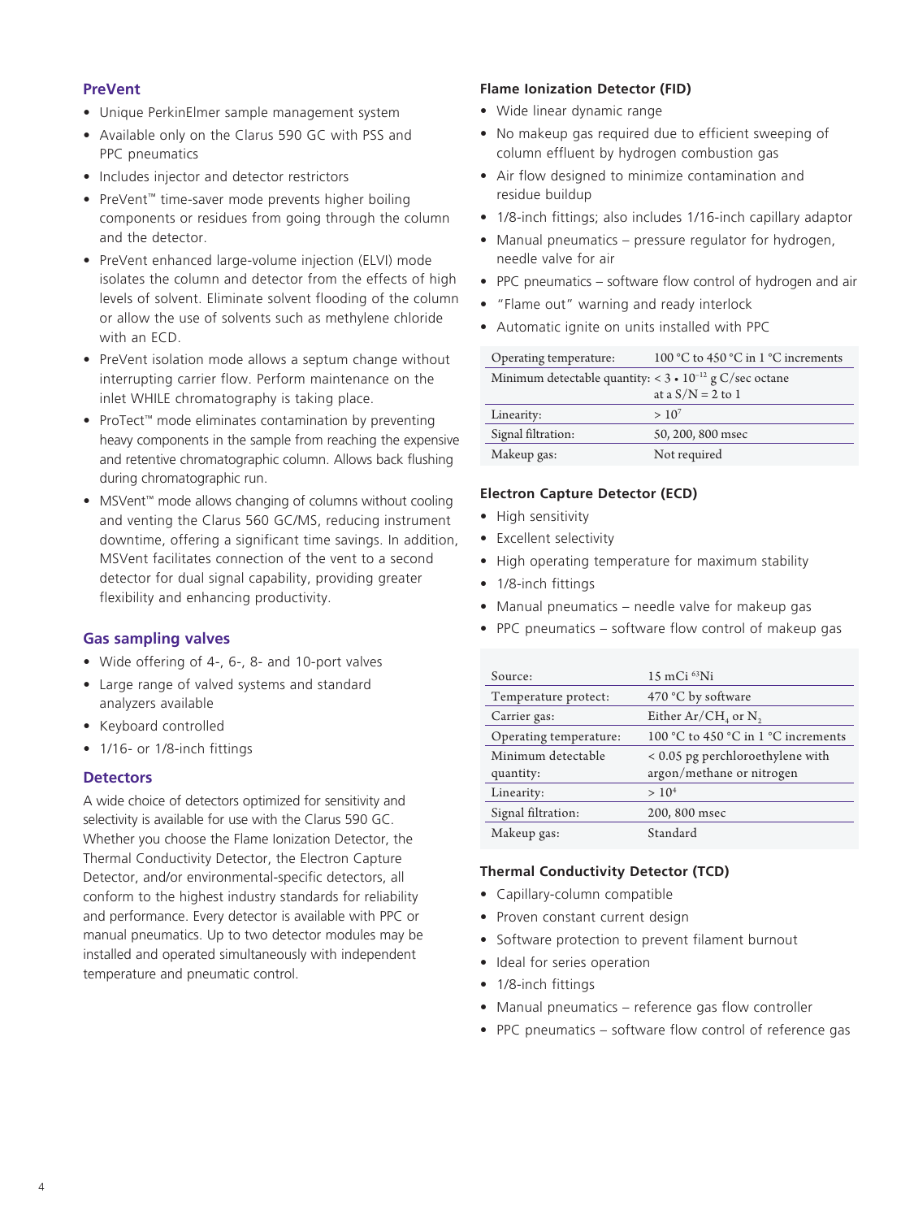## PreVent

- Unique PerkinElmer sample management system
- Available only on the Clarus 590 GC with PSS and PPC pneumatics
- Includes injector and detector restrictors
- PreVent™ time-saver mode prevents higher boiling components or residues from going through the column and the detector.
- PreVent enhanced large-volume injection (ELVI) mode isolates the column and detector from the effects of high levels of solvent. Eliminate solvent flooding of the column or allow the use of solvents such as methylene chloride with an ECD.
- PreVent isolation mode allows a septum change without interrupting carrier flow. Perform maintenance on the inlet WHILE chromatography is taking place.
- ProTect™ mode eliminates contamination by preventing heavy components in the sample from reaching the expensive and retentive chromatographic column. Allows back flushing during chromatographic run.
- MSVent™ mode allows changing of columns without cooling and venting the Clarus 560 GC/MS, reducing instrument downtime, offering a significant time savings. In addition, MSVent facilitates connection of the vent to a second detector for dual signal capability, providing greater flexibility and enhancing productivity.

## Gas sampling valves

- Wide offering of 4-, 6-, 8- and 10-port valves
- Large range of valved systems and standard analyzers available
- Keyboard controlled
- 1/16- or 1/8-inch fittings

## Detectors

A wide choice of detectors optimized for sensitivity and selectivity is available for use with the Clarus 590 GC. Whether you choose the Flame Ionization Detector, the Thermal Conductivity Detector, the Electron Capture Detector, and/or environmental-specific detectors, all conform to the highest industry standards for reliability and performance. Every detector is available with PPC or manual pneumatics. Up to two detector modules may be installed and operated simultaneously with independent temperature and pneumatic control.

### Flame Ionization Detector (FID)

- Wide linear dynamic range
- No makeup gas required due to efficient sweeping of column effluent by hydrogen combustion gas
- Air flow designed to minimize contamination and residue buildup
- 1/8-inch fittings; also includes 1/16-inch capillary adaptor
- Manual pneumatics – pressure regulator for hydrogen, needle valve for air
- PPC pneumatics – software flow control of hydrogen and air
- "Flame out" warning and ready interlock
- Automatic ignite on units installed with PPC

| | |
|---|---|
| Operating temperature: | 100 °C to 450 °C in 1 °C increments |
| Minimum detectable quantity: | $< 3 \cdot 10^{-12}$ g C/sec octane at a S/N = 2 to 1 |
| Linearity: | $> 10^{7}$ |
| Signal filtration: | 50, 200, 800 msec |
| Makeup gas: | Not required |

### Electron Capture Detector (ECD)

- High sensitivity
- Excellent selectivity
- High operating temperature for maximum stability
- 1/8-inch fittings
- Manual pneumatics – needle valve for makeup gas
- PPC pneumatics – software flow control of makeup gas

| | |
|---|---|
| Source: | 15 mCi $^{63}$Ni |
| Temperature protect: | 470 °C by software |
| Carrier gas: | Either $Ar/CH_4$ or $N_2$ |
| Operating temperature: | 100 °C to 450 °C in 1 °C increments |
| Minimum detectable quantity: | < 0.05 pg perchloroethylene with argon/methane or nitrogen |
| Linearity: | $> 10^{4}$ |
| Signal filtration: | 200, 800 msec |
| Makeup gas: | Standard |

### Thermal Conductivity Detector (TCD)

- Capillary-column compatible
- Proven constant current design
- Software protection to prevent filament burnout
- Ideal for series operation
- 1/8-inch fittings
- Manual pneumatics – reference gas flow controller
- PPC pneumatics – software flow control of reference gas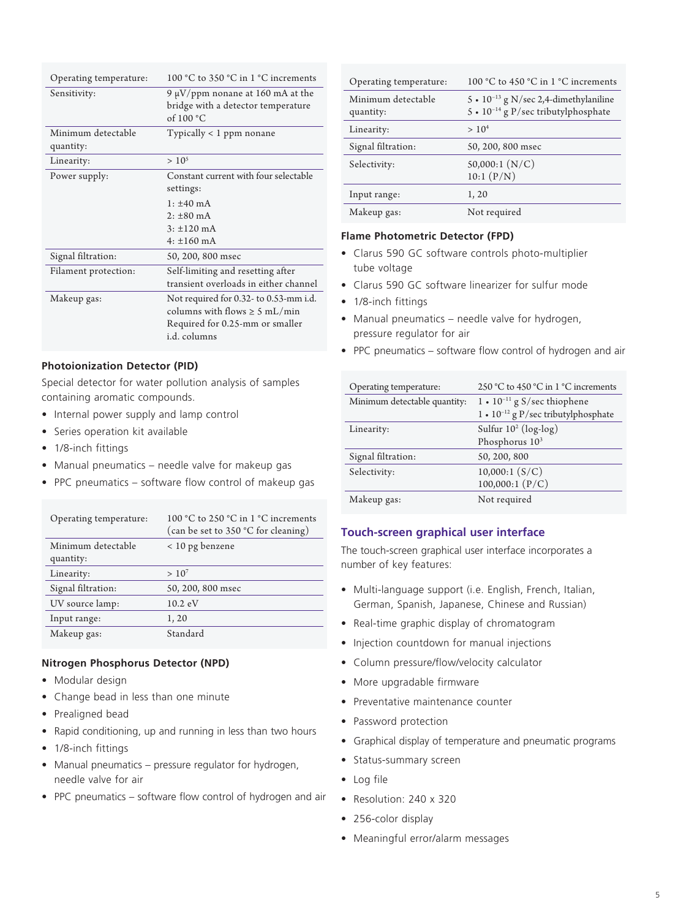| Operating temperature: | 100 °C to 350 °C in 1 °C increments |
|---|---|
| Sensitivity: | 9 µV/ppm nonane at 160 mA at the bridge with a detector temperature of 100 °C |
| Minimum detectable quantity: | Typically < 1 ppm nonane |
| Linearity: | > $10^5$ |
| Power supply: | Constant current with four selectable settings:<br>1: ±40 mA<br>2: ±80 mA<br>3: ±120 mA<br>4: ±160 mA |
| Signal filtration: | 50, 200, 800 msec |
| Filament protection: | Self-limiting and resetting after transient overloads in either channel |
| Makeup gas: | Not required for 0.32- to 0.53-mm i.d. columns with flows ≥ 5 mL/min<br>Required for 0.25-mm or smaller i.d. columns |

### Photoionization Detector (PID)

Special detector for water pollution analysis of samples containing aromatic compounds.

- Internal power supply and lamp control
- Series operation kit available
- 1/8-inch fittings
- Manual pneumatics – needle valve for makeup gas
- PPC pneumatics – software flow control of makeup gas

| Operating temperature: | 100 °C to 250 °C in 1 °C increments (can be set to 350 °C for cleaning) |
|---|---|
| Minimum detectable quantity: | < 10 pg benzene |
| Linearity: | > $10^7$ |
| Signal filtration: | 50, 200, 800 msec |
| UV source lamp: | 10.2 eV |
| Input range: | 1, 20 |
| Makeup gas: | Standard |

### Nitrogen Phosphorus Detector (NPD)

- Modular design
- Change bead in less than one minute
- Prealigned bead
- Rapid conditioning, up and running in less than two hours
- 1/8-inch fittings
- Manual pneumatics – pressure regulator for hydrogen, needle valve for air
- PPC pneumatics – software flow control of hydrogen and air

| Operating temperature: | 100 °C to 450 °C in 1 °C increments |
|---|---|
| Minimum detectable quantity: | $5 \cdot 10^{-13}$ g N/sec 2,4-dimethylaniline<br>$5 \cdot 10^{-14}$ g P/sec tributylphosphate |
| Linearity: | > $10^4$ |
| Signal filtration: | 50, 200, 800 msec |
| Selectivity: | 50,000:1 (N/C)<br>10:1 (P/N) |
| Input range: | 1, 20 |
| Makeup gas: | Not required |

### Flame Photometric Detector (FPD)

- Clarus 590 GC software controls photo-multiplier tube voltage
- Clarus 590 GC software linearizer for sulfur mode
- 1/8-inch fittings
- Manual pneumatics – needle valve for hydrogen, pressure regulator for air
- PPC pneumatics – software flow control of hydrogen and air

| Operating temperature: | 250 °C to 450 °C in 1 °C increments |
|---|---|
| Minimum detectable quantity: | $1 \cdot 10^{-11}$ g S/sec thiophene<br>$1 \cdot 10^{-12}$ g P/sec tributylphosphate |
| Linearity: | Sulfur $10^2$ (log-log)<br>Phosphorus $10^3$ |
| Signal filtration: | 50, 200, 800 |
| Selectivity: | 10,000:1 (S/C)<br>100,000:1 (P/C) |
| Makeup gas: | Not required |

## Touch-screen graphical user interface

The touch-screen graphical user interface incorporates a number of key features:

- Multi-language support (i.e. English, French, Italian, German, Spanish, Japanese, Chinese and Russian)
- Real-time graphic display of chromatogram
- Injection countdown for manual injections
- Column pressure/flow/velocity calculator
- More upgradable firmware
- Preventative maintenance counter
- Password protection
- Graphical display of temperature and pneumatic programs
- Status-summary screen
- Log file
- Resolution: 240 x 320
- 256-color display
- Meaningful error/alarm messages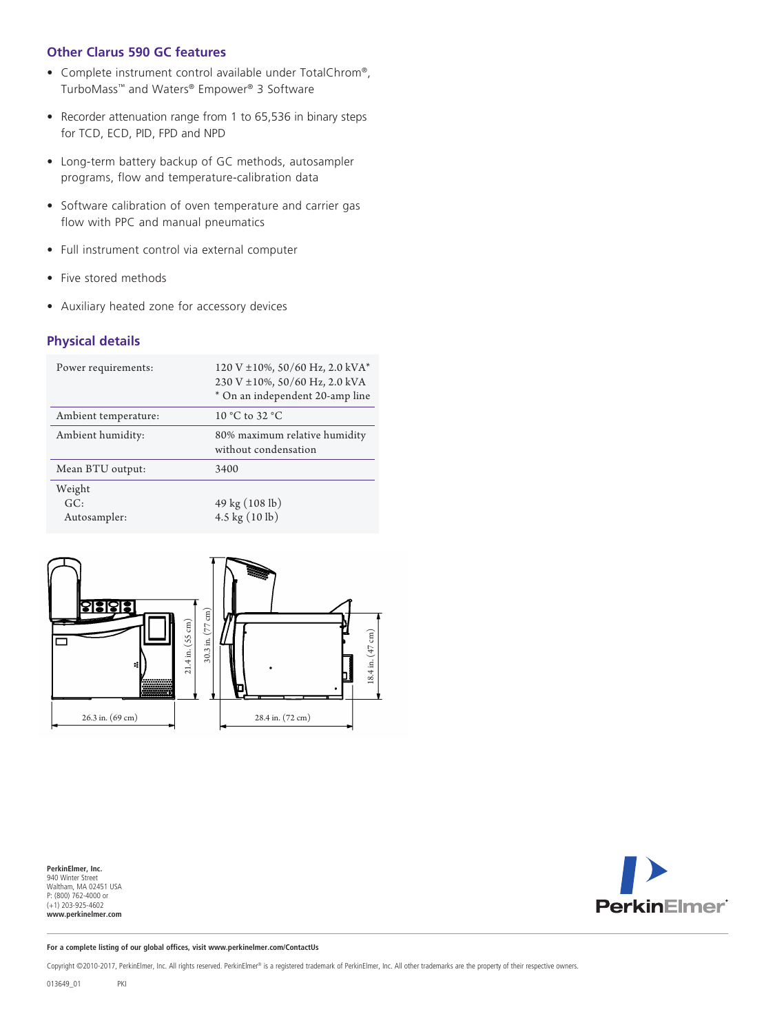## Other Clarus 590 GC features

- Complete instrument control available under TotalChrom®, TurboMass™ and Waters® Empower® 3 Software
- Recorder attenuation range from 1 to 65,536 in binary steps for TCD, ECD, PID, FPD and NPD
- Long-term battery backup of GC methods, autosampler programs, flow and temperature-calibration data
- Software calibration of oven temperature and carrier gas flow with PPC and manual pneumatics
- Full instrument control via external computer
- Five stored methods
- Auxiliary heated zone for accessory devices

## Physical details

| | |
|---|---|
| Power requirements: | 120 V ±10%, 50/60 Hz, 2.0 kVA*<br>230 V ±10%, 50/60 Hz, 2.0 kVA<br>* On an independent 20-amp line |
| Ambient temperature: | 10 °C to 32 °C |
| Ambient humidity: | 80% maximum relative humidity without condensation |
| Mean BTU output: | 3400 |
| Weight<br>GC:<br>Autosampler: | <br>49 kg (108 lb)<br>4.5 kg (10 lb) |

21.4 in. (55 cm)
30.3 in. (77 cm)
18.4 in. (47 cm)
26.3 in. (69 cm)
28.4 in. (72 cm)

**PerkinElmer, Inc.**
940 Winter Street
Waltham, MA 02451 USA
P: (800) 762-4000 or
(+1) 203-925-4602
**www.perkinelmer.com**

**For a complete listing of our global offices, visit www.perkinelmer.com/ContactUs**

Copyright ©2010-2017, PerkinElmer, Inc. All rights reserved. PerkinElmer® is a registered trademark of PerkinElmer, Inc. All other trademarks are the property of their respective owners.

013649_01 PKI